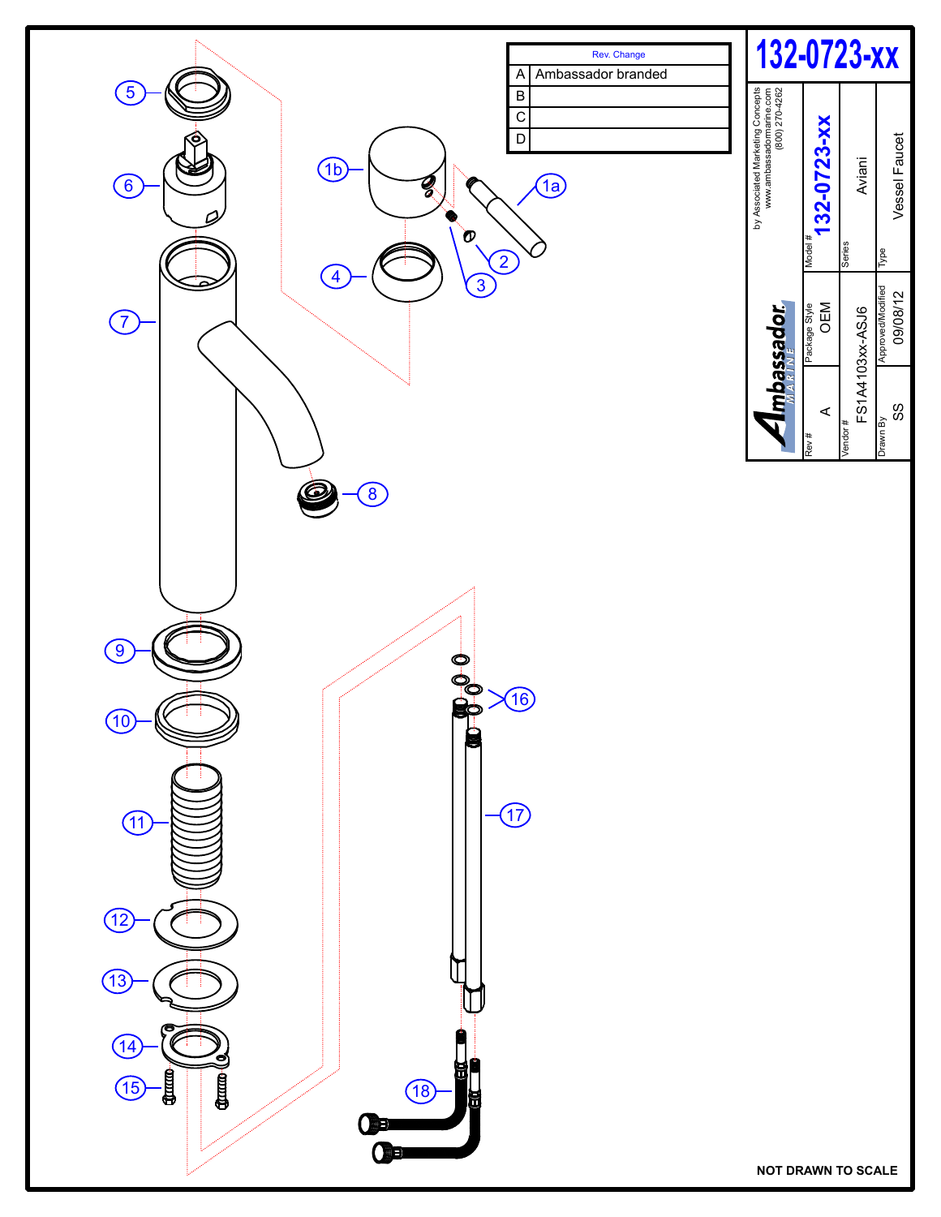# 132-0723-xx

| Rev. | Change |
|---|---|
| A | Ambassador branded |
| B | |
| C | |
| D | |

Ambassador MARINE

by Associated Marketing Concepts
www.ambassadormarine.com
(800) 270-4262

| Rev # | Package Style | Model # |
|---|---|---|
| A | OEM | 132-0723-xx |

| Vendor # | Series |
|---|---|
| FS1A4103xx-ASJ6 | Aviani |

| Drawn By | Approved/Modified | Type |
|---|---|---|
| SS | 09/08/12 | Vessel Faucet |

1a, 1b, 2, 3, 4, 5, 6, 7, 8, 9, 10, 11, 12, 13, 14, 15, 16, 17, 18

NOT DRAWN TO SCALE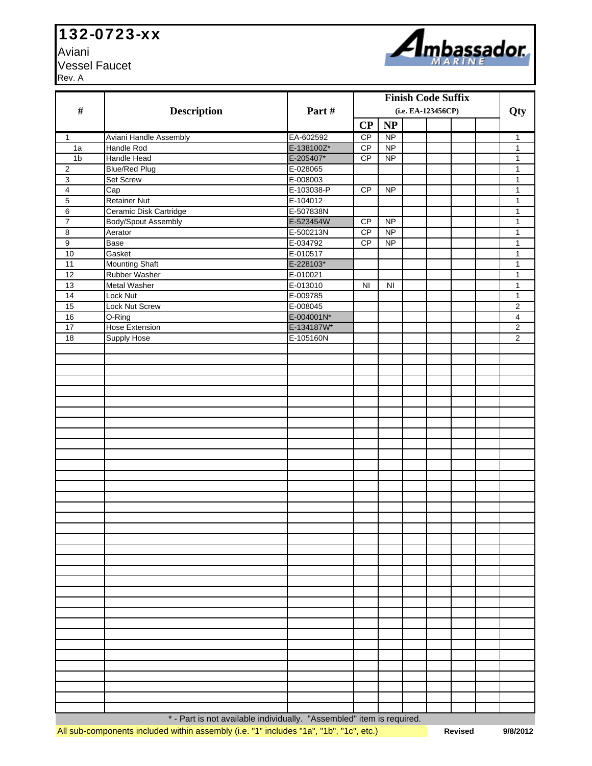# 132-0723-xx

Aviani
Vessel Faucet
Rev. A

Ambassador Marine

| # | Description | Part # | Finish Code Suffix (i.e. EA-123456CP) | | | | | | Qty |
|---|---|---|---|---|---|---|---|---|---|
| | | | CP | NP | | | | | |
| 1 | Aviani Handle Assembly | EA-602592 | CP | NP | | | | | 1 |
| 1a | Handle Rod | E-138100Z* | CP | NP | | | | | 1 |
| 1b | Handle Head | E-205407* | CP | NP | | | | | 1 |
| 2 | Blue/Red Plug | E-028065 | | | | | | | 1 |
| 3 | Set Screw | E-008003 | | | | | | | 1 |
| 4 | Cap | E-103038-P | CP | NP | | | | | 1 |
| 5 | Retainer Nut | E-104012 | | | | | | | 1 |
| 6 | Ceramic Disk Cartridge | E-507838N | | | | | | | 1 |
| 7 | Body/Spout Assembly | E-523454W | CP | NP | | | | | 1 |
| 8 | Aerator | E-500213N | CP | NP | | | | | 1 |
| 9 | Base | E-034792 | CP | NP | | | | | 1 |
| 10 | Gasket | E-010517 | | | | | | | 1 |
| 11 | Mounting Shaft | E-228103* | | | | | | | 1 |
| 12 | Rubber Washer | E-010021 | | | | | | | 1 |
| 13 | Metal Washer | E-013010 | NI | NI | | | | | 1 |
| 14 | Lock Nut | E-009785 | | | | | | | 1 |
| 15 | Lock Nut Screw | E-008045 | | | | | | | 2 |
| 16 | O-Ring | E-004001N* | | | | | | | 4 |
| 17 | Hose Extension | E-134187W* | | | | | | | 2 |
| 18 | Supply Hose | E-105160N | | | | | | | 2 |

* - Part is not available individually. "Assembled" item is required.

All sub-components included within assembly (i.e. "1" includes "1a", "1b", "1c", etc.)

**Revised** **9/8/2012**